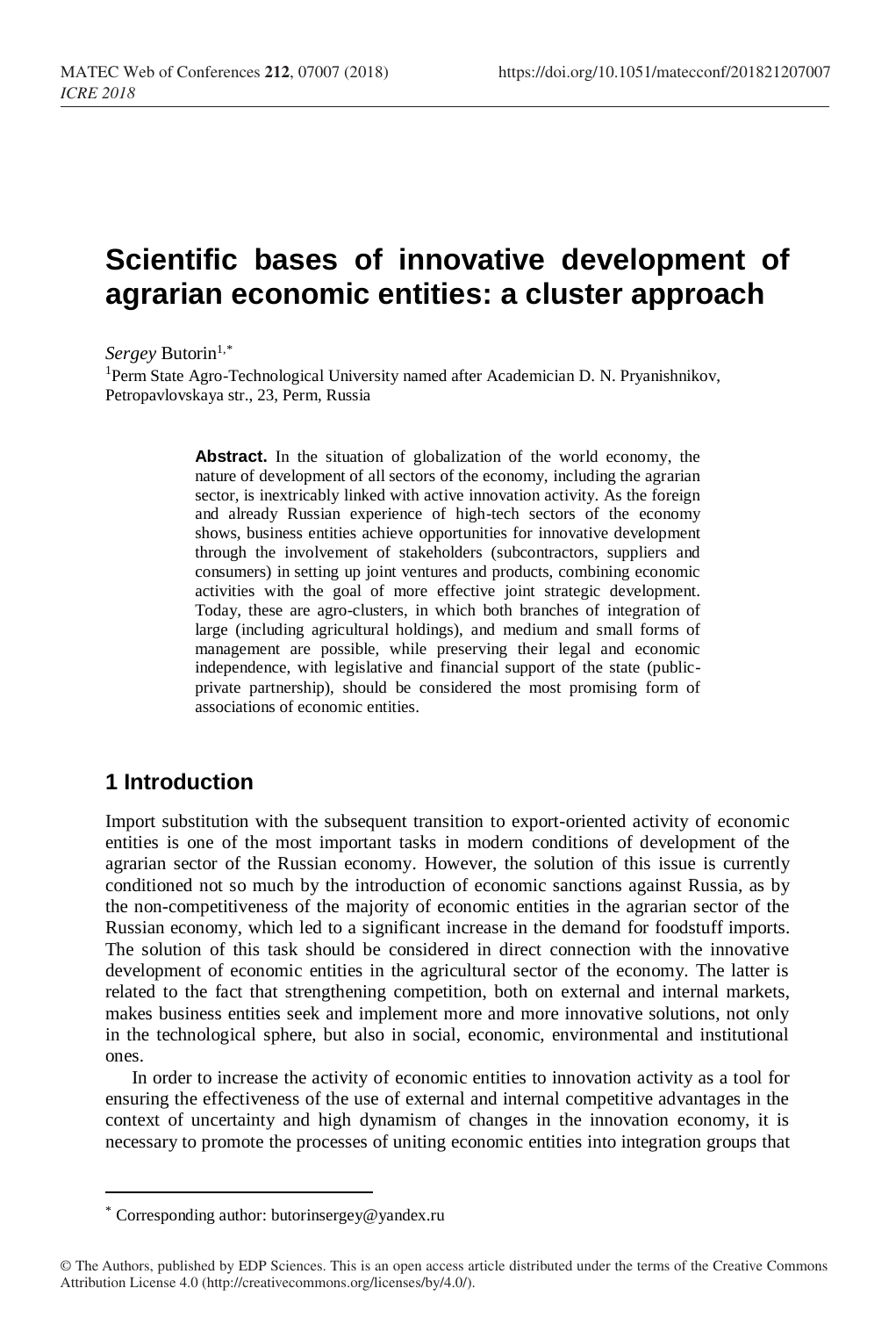# Scientific bases of innovative development of agrarian economic entities: a cluster approach

*Sergey* Butorin[1,*]

[1]Perm State Agro-Technological University named after Academician D. N. Pryanishnikov, Petropavlovskaya str., 23, Perm, Russia

**Abstract.** In the situation of globalization of the world economy, the nature of development of all sectors of the economy, including the agrarian sector, is inextricably linked with active innovation activity. As the foreign and already Russian experience of high-tech sectors of the economy shows, business entities achieve opportunities for innovative development through the involvement of stakeholders (subcontractors, suppliers and consumers) in setting up joint ventures and products, combining economic activities with the goal of more effective joint strategic development. Today, these are agro-clusters, in which both branches of integration of large (including agricultural holdings), and medium and small forms of management are possible, while preserving their legal and economic independence, with legislative and financial support of the state (public-private partnership), should be considered the most promising form of associations of economic entities.

## 1 Introduction

Import substitution with the subsequent transition to export-oriented activity of economic entities is one of the most important tasks in modern conditions of development of the agrarian sector of the Russian economy. However, the solution of this issue is currently conditioned not so much by the introduction of economic sanctions against Russia, as by the non-competitiveness of the majority of economic entities in the agrarian sector of the Russian economy, which led to a significant increase in the demand for foodstuff imports. The solution of this task should be considered in direct connection with the innovative development of economic entities in the agricultural sector of the economy. The latter is related to the fact that strengthening competition, both on external and internal markets, makes business entities seek and implement more and more innovative solutions, not only in the technological sphere, but also in social, economic, environmental and institutional ones.

In order to increase the activity of economic entities to innovation activity as a tool for ensuring the effectiveness of the use of external and internal competitive advantages in the context of uncertainty and high dynamism of changes in the innovation economy, it is necessary to promote the processes of uniting economic entities into integration groups that

* Corresponding author: butorinsergey@yandex.ru

© The Authors, published by EDP Sciences. This is an open access article distributed under the terms of the Creative Commons Attribution License 4.0 (http://creativecommons.org/licenses/by/4.0/).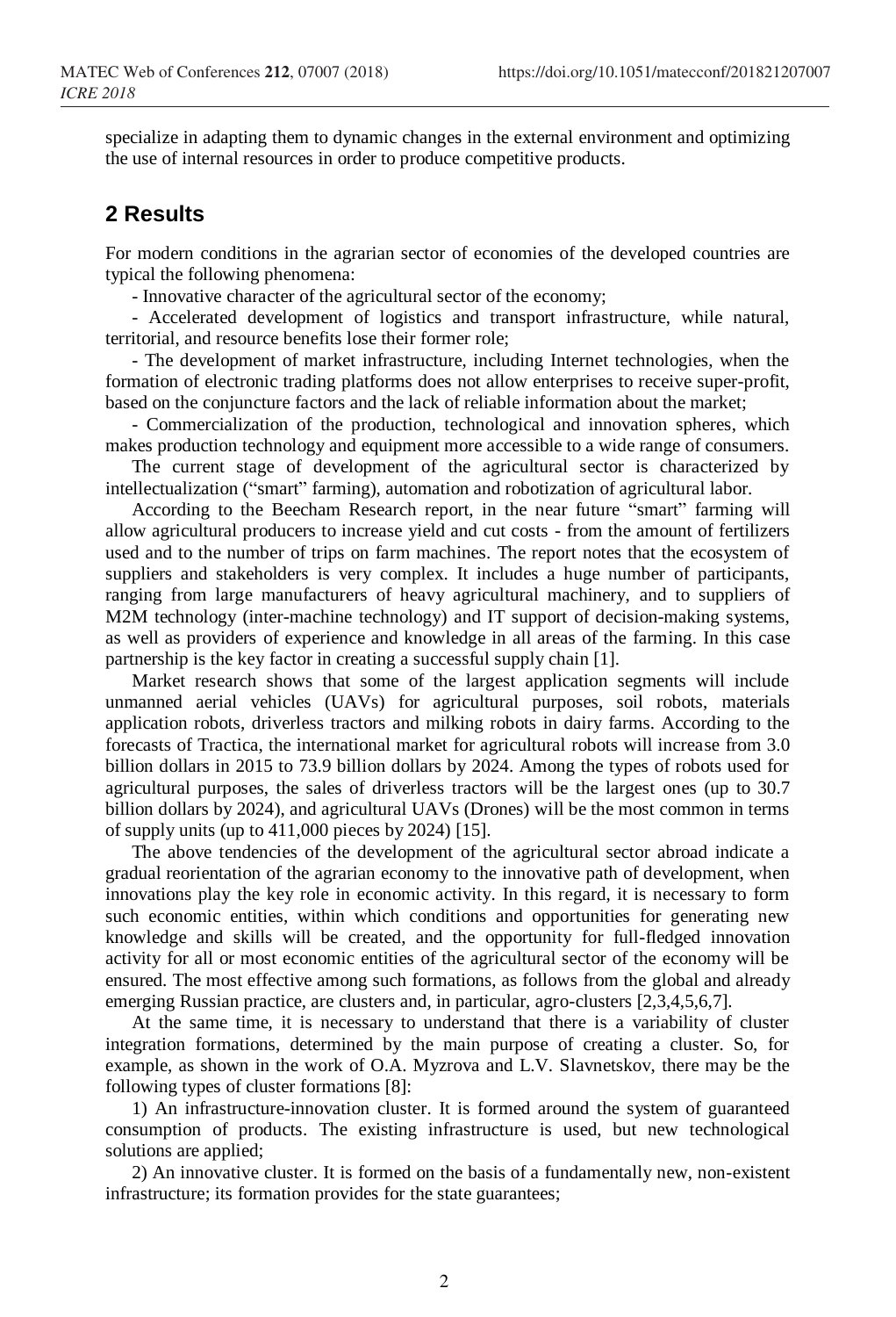specialize in adapting them to dynamic changes in the external environment and optimizing the use of internal resources in order to produce competitive products.

## 2 Results

For modern conditions in the agrarian sector of economies of the developed countries are typical the following phenomena:

- Innovative character of the agricultural sector of the economy;
- Accelerated development of logistics and transport infrastructure, while natural, territorial, and resource benefits lose their former role;
- The development of market infrastructure, including Internet technologies, when the formation of electronic trading platforms does not allow enterprises to receive super-profit, based on the conjuncture factors and the lack of reliable information about the market;
- Commercialization of the production, technological and innovation spheres, which makes production technology and equipment more accessible to a wide range of consumers.

The current stage of development of the agricultural sector is characterized by intellectualization ("smart" farming), automation and robotization of agricultural labor.

According to the Beecham Research report, in the near future "smart" farming will allow agricultural producers to increase yield and cut costs - from the amount of fertilizers used and to the number of trips on farm machines. The report notes that the ecosystem of suppliers and stakeholders is very complex. It includes a huge number of participants, ranging from large manufacturers of heavy agricultural machinery, and to suppliers of M2M technology (inter-machine technology) and IT support of decision-making systems, as well as providers of experience and knowledge in all areas of the farming. In this case partnership is the key factor in creating a successful supply chain [1].

Market research shows that some of the largest application segments will include unmanned aerial vehicles (UAVs) for agricultural purposes, soil robots, materials application robots, driverless tractors and milking robots in dairy farms. According to the forecasts of Tractica, the international market for agricultural robots will increase from 3.0 billion dollars in 2015 to 73.9 billion dollars by 2024. Among the types of robots used for agricultural purposes, the sales of driverless tractors will be the largest ones (up to 30.7 billion dollars by 2024), and agricultural UAVs (Drones) will be the most common in terms of supply units (up to 411,000 pieces by 2024) [15].

The above tendencies of the development of the agricultural sector abroad indicate a gradual reorientation of the agrarian economy to the innovative path of development, when innovations play the key role in economic activity. In this regard, it is necessary to form such economic entities, within which conditions and opportunities for generating new knowledge and skills will be created, and the opportunity for full-fledged innovation activity for all or most economic entities of the agricultural sector of the economy will be ensured. The most effective among such formations, as follows from the global and already emerging Russian practice, are clusters and, in particular, agro-clusters [2,3,4,5,6,7].

At the same time, it is necessary to understand that there is a variability of cluster integration formations, determined by the main purpose of creating a cluster. So, for example, as shown in the work of O.A. Myzrova and L.V. Slavnetskov, there may be the following types of cluster formations [8]:

1) An infrastructure-innovation cluster. It is formed around the system of guaranteed consumption of products. The existing infrastructure is used, but new technological solutions are applied;

2) An innovative cluster. It is formed on the basis of a fundamentally new, non-existent infrastructure; its formation provides for the state guarantees;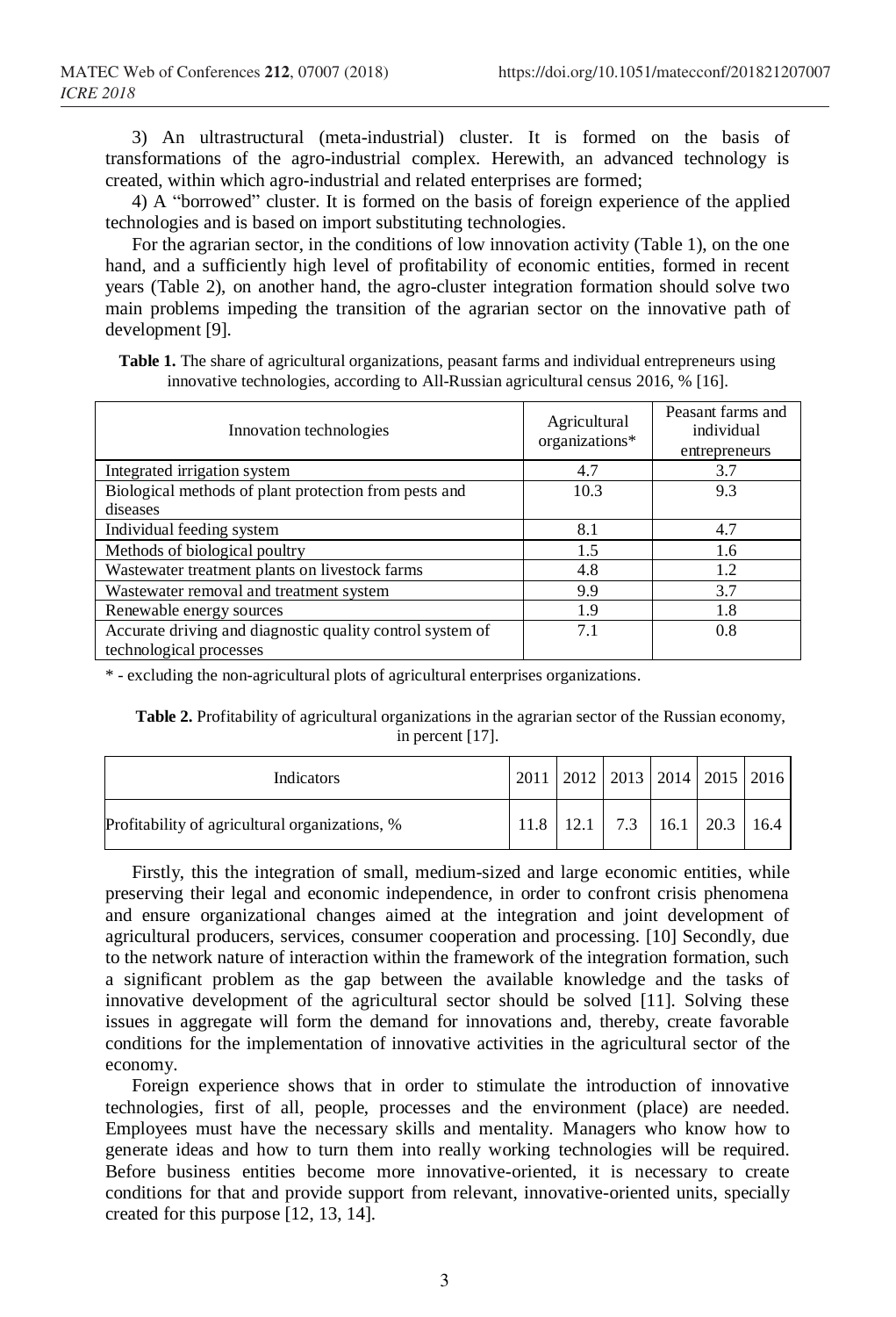3) An ultrastructural (meta-industrial) cluster. It is formed on the basis of transformations of the agro-industrial complex. Herewith, an advanced technology is created, within which agro-industrial and related enterprises are formed;

4) A "borrowed" cluster. It is formed on the basis of foreign experience of the applied technologies and is based on import substituting technologies.

For the agrarian sector, in the conditions of low innovation activity (Table 1), on the one hand, and a sufficiently high level of profitability of economic entities, formed in recent years (Table 2), on another hand, the agro-cluster integration formation should solve two main problems impeding the transition of the agrarian sector on the innovative path of development [9].

**Table 1.** The share of agricultural organizations, peasant farms and individual entrepreneurs using innovative technologies, according to All-Russian agricultural census 2016, % [16].

| Innovation technologies | Agricultural organizations* | Peasant farms and individual entrepreneurs |
|---|---|---|
| Integrated irrigation system | 4.7 | 3.7 |
| Biological methods of plant protection from pests and diseases | 10.3 | 9.3 |
| Individual feeding system | 8.1 | 4.7 |
| Methods of biological poultry | 1.5 | 1.6 |
| Wastewater treatment plants on livestock farms | 4.8 | 1.2 |
| Wastewater removal and treatment system | 9.9 | 3.7 |
| Renewable energy sources | 1.9 | 1.8 |
| Accurate driving and diagnostic quality control system of technological processes | 7.1 | 0.8 |

* - excluding the non-agricultural plots of agricultural enterprises organizations.

**Table 2.** Profitability of agricultural organizations in the agrarian sector of the Russian economy, in percent [17].

| Indicators | 2011 | 2012 | 2013 | 2014 | 2015 | 2016 |
|---|---|---|---|---|---|---|
| Profitability of agricultural organizations, % | 11.8 | 12.1 | 7.3 | 16.1 | 20.3 | 16.4 |

Firstly, this the integration of small, medium-sized and large economic entities, while preserving their legal and economic independence, in order to confront crisis phenomena and ensure organizational changes aimed at the integration and joint development of agricultural producers, services, consumer cooperation and processing. [10] Secondly, due to the network nature of interaction within the framework of the integration formation, such a significant problem as the gap between the available knowledge and the tasks of innovative development of the agricultural sector should be solved [11]. Solving these issues in aggregate will form the demand for innovations and, thereby, create favorable conditions for the implementation of innovative activities in the agricultural sector of the economy.

Foreign experience shows that in order to stimulate the introduction of innovative technologies, first of all, people, processes and the environment (place) are needed. Employees must have the necessary skills and mentality. Managers who know how to generate ideas and how to turn them into really working technologies will be required. Before business entities become more innovative-oriented, it is necessary to create conditions for that and provide support from relevant, innovative-oriented units, specially created for this purpose [12, 13, 14].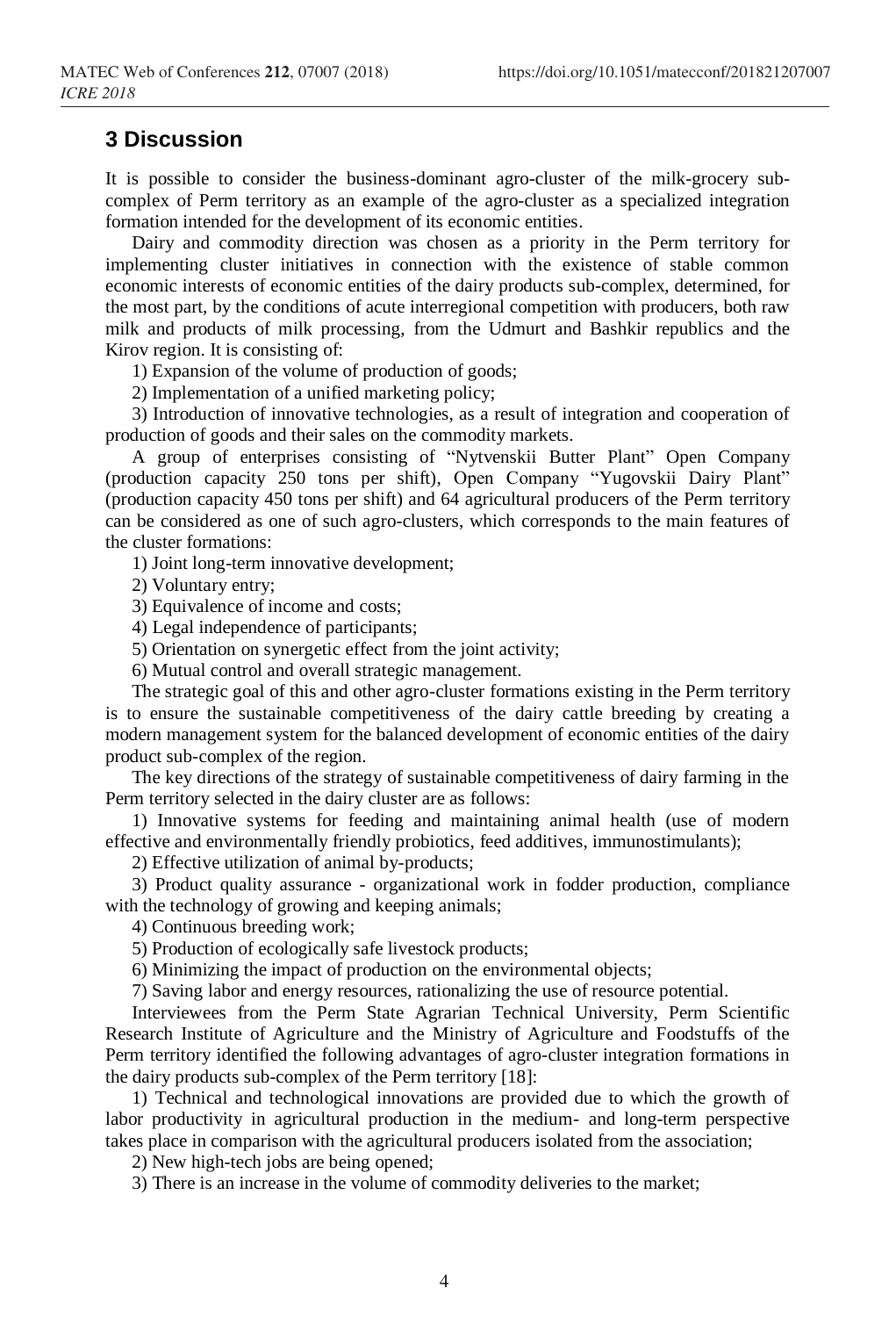## 3 Discussion

It is possible to consider the business-dominant agro-cluster of the milk-grocery sub-complex of Perm territory as an example of the agro-cluster as a specialized integration formation intended for the development of its economic entities.

Dairy and commodity direction was chosen as a priority in the Perm territory for implementing cluster initiatives in connection with the existence of stable common economic interests of economic entities of the dairy products sub-complex, determined, for the most part, by the conditions of acute interregional competition with producers, both raw milk and products of milk processing, from the Udmurt and Bashkir republics and the Kirov region. It is consisting of:

1) Expansion of the volume of production of goods;

2) Implementation of a unified marketing policy;

3) Introduction of innovative technologies, as a result of integration and cooperation of production of goods and their sales on the commodity markets.

A group of enterprises consisting of "Nytvenskii Butter Plant" Open Company (production capacity 250 tons per shift), Open Company "Yugovskii Dairy Plant" (production capacity 450 tons per shift) and 64 agricultural producers of the Perm territory can be considered as one of such agro-clusters, which corresponds to the main features of the cluster formations:

1) Joint long-term innovative development;

2) Voluntary entry;

3) Equivalence of income and costs;

4) Legal independence of participants;

5) Orientation on synergetic effect from the joint activity;

6) Mutual control and overall strategic management.

The strategic goal of this and other agro-cluster formations existing in the Perm territory is to ensure the sustainable competitiveness of the dairy cattle breeding by creating a modern management system for the balanced development of economic entities of the dairy product sub-complex of the region.

The key directions of the strategy of sustainable competitiveness of dairy farming in the Perm territory selected in the dairy cluster are as follows:

1) Innovative systems for feeding and maintaining animal health (use of modern effective and environmentally friendly probiotics, feed additives, immunostimulants);

2) Effective utilization of animal by-products;

3) Product quality assurance - organizational work in fodder production, compliance with the technology of growing and keeping animals;

4) Continuous breeding work;

5) Production of ecologically safe livestock products;

6) Minimizing the impact of production on the environmental objects;

7) Saving labor and energy resources, rationalizing the use of resource potential.

Interviewees from the Perm State Agrarian Technical University, Perm Scientific Research Institute of Agriculture and the Ministry of Agriculture and Foodstuffs of the Perm territory identified the following advantages of agro-cluster integration formations in the dairy products sub-complex of the Perm territory [18]:

1) Technical and technological innovations are provided due to which the growth of labor productivity in agricultural production in the medium- and long-term perspective takes place in comparison with the agricultural producers isolated from the association;

2) New high-tech jobs are being opened;

3) There is an increase in the volume of commodity deliveries to the market;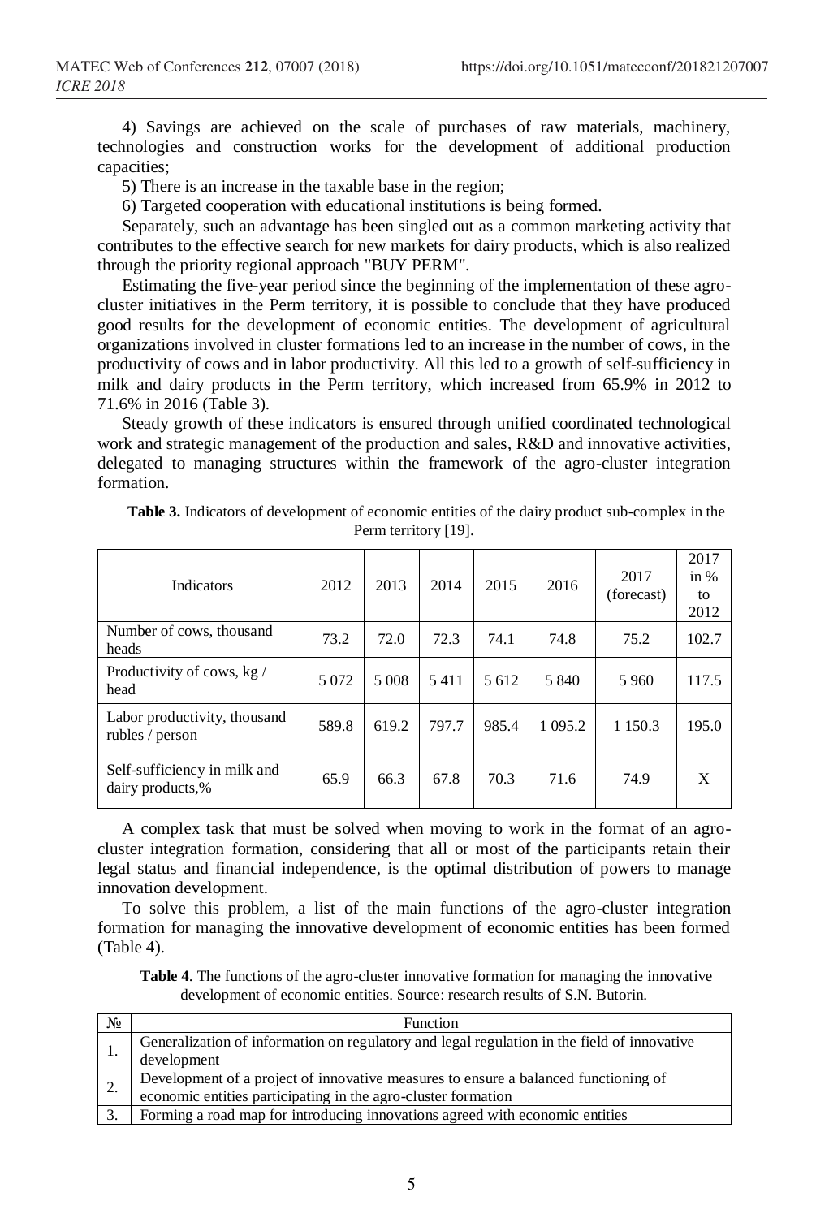4) Savings are achieved on the scale of purchases of raw materials, machinery, technologies and construction works for the development of additional production capacities;

5) There is an increase in the taxable base in the region;

6) Targeted cooperation with educational institutions is being formed.

Separately, such an advantage has been singled out as a common marketing activity that contributes to the effective search for new markets for dairy products, which is also realized through the priority regional approach "BUY PERM".

Estimating the five-year period since the beginning of the implementation of these agro-cluster initiatives in the Perm territory, it is possible to conclude that they have produced good results for the development of economic entities. The development of agricultural organizations involved in cluster formations led to an increase in the number of cows, in the productivity of cows and in labor productivity. All this led to a growth of self-sufficiency in milk and dairy products in the Perm territory, which increased from 65.9% in 2012 to 71.6% in 2016 (Table 3).

Steady growth of these indicators is ensured through unified coordinated technological work and strategic management of the production and sales, R&D and innovative activities, delegated to managing structures within the framework of the agro-cluster integration formation.

**Table 3.** Indicators of development of economic entities of the dairy product sub-complex in the Perm territory [19].

| Indicators | 2012 | 2013 | 2014 | 2015 | 2016 | 2017 (forecast) | 2017 in % to 2012 |
|---|---|---|---|---|---|---|---|
| Number of cows, thousand heads | 73.2 | 72.0 | 72.3 | 74.1 | 74.8 | 75.2 | 102.7 |
| Productivity of cows, kg / head | 5 072 | 5 008 | 5 411 | 5 612 | 5 840 | 5 960 | 117.5 |
| Labor productivity, thousand rubles / person | 589.8 | 619.2 | 797.7 | 985.4 | 1 095.2 | 1 150.3 | 195.0 |
| Self-sufficiency in milk and dairy products,% | 65.9 | 66.3 | 67.8 | 70.3 | 71.6 | 74.9 | X |

A complex task that must be solved when moving to work in the format of an agro-cluster integration formation, considering that all or most of the participants retain their legal status and financial independence, is the optimal distribution of powers to manage innovation development.

To solve this problem, a list of the main functions of the agro-cluster integration formation for managing the innovative development of economic entities has been formed (Table 4).

**Table 4**. The functions of the agro-cluster innovative formation for managing the innovative development of economic entities. Source: research results of S.N. Butorin.

| № | Function |
|---|---|
| 1. | Generalization of information on regulatory and legal regulation in the field of innovative development |
| 2. | Development of a project of innovative measures to ensure a balanced functioning of economic entities participating in the agro-cluster formation |
| 3. | Forming a road map for introducing innovations agreed with economic entities |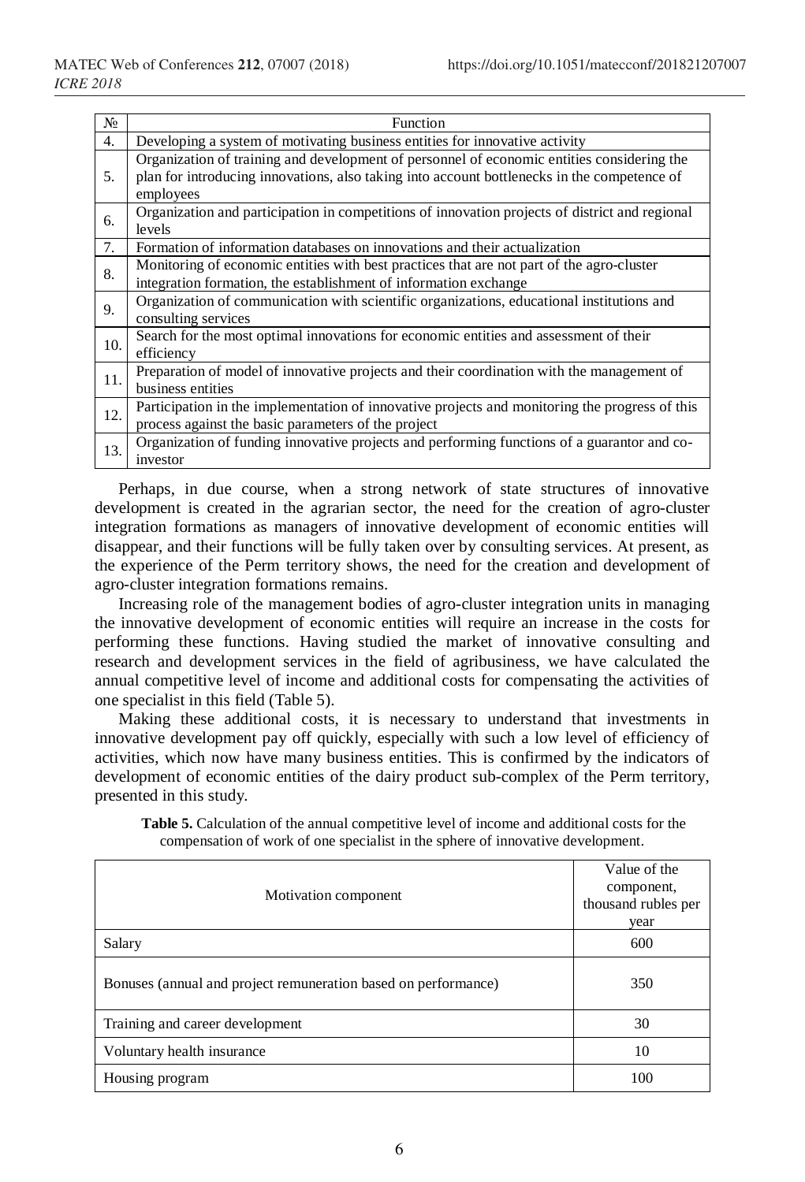| № | Function |
|---|---|
| 4. | Developing a system of motivating business entities for innovative activity |
| 5. | Organization of training and development of personnel of economic entities considering the plan for introducing innovations, also taking into account bottlenecks in the competence of employees |
| 6. | Organization and participation in competitions of innovation projects of district and regional levels |
| 7. | Formation of information databases on innovations and their actualization |
| 8. | Monitoring of economic entities with best practices that are not part of the agro-cluster integration formation, the establishment of information exchange |
| 9. | Organization of communication with scientific organizations, educational institutions and consulting services |
| 10. | Search for the most optimal innovations for economic entities and assessment of their efficiency |
| 11. | Preparation of model of innovative projects and their coordination with the management of business entities |
| 12. | Participation in the implementation of innovative projects and monitoring the progress of this process against the basic parameters of the project |
| 13. | Organization of funding innovative projects and performing functions of a guarantor and co-investor |

Perhaps, in due course, when a strong network of state structures of innovative development is created in the agrarian sector, the need for the creation of agro-cluster integration formations as managers of innovative development of economic entities will disappear, and their functions will be fully taken over by consulting services. At present, as the experience of the Perm territory shows, the need for the creation and development of agro-cluster integration formations remains.

Increasing role of the management bodies of agro-cluster integration units in managing the innovative development of economic entities will require an increase in the costs for performing these functions. Having studied the market of innovative consulting and research and development services in the field of agribusiness, we have calculated the annual competitive level of income and additional costs for compensating the activities of one specialist in this field (Table 5).

Making these additional costs, it is necessary to understand that investments in innovative development pay off quickly, especially with such a low level of efficiency of activities, which now have many business entities. This is confirmed by the indicators of development of economic entities of the dairy product sub-complex of the Perm territory, presented in this study.

**Table 5.** Calculation of the annual competitive level of income and additional costs for the compensation of work of one specialist in the sphere of innovative development.

| Motivation component | Value of the component, thousand rubles per year |
|---|---|
| Salary | 600 |
| Bonuses (annual and project remuneration based on performance) | 350 |
| Training and career development | 30 |
| Voluntary health insurance | 10 |
| Housing program | 100 |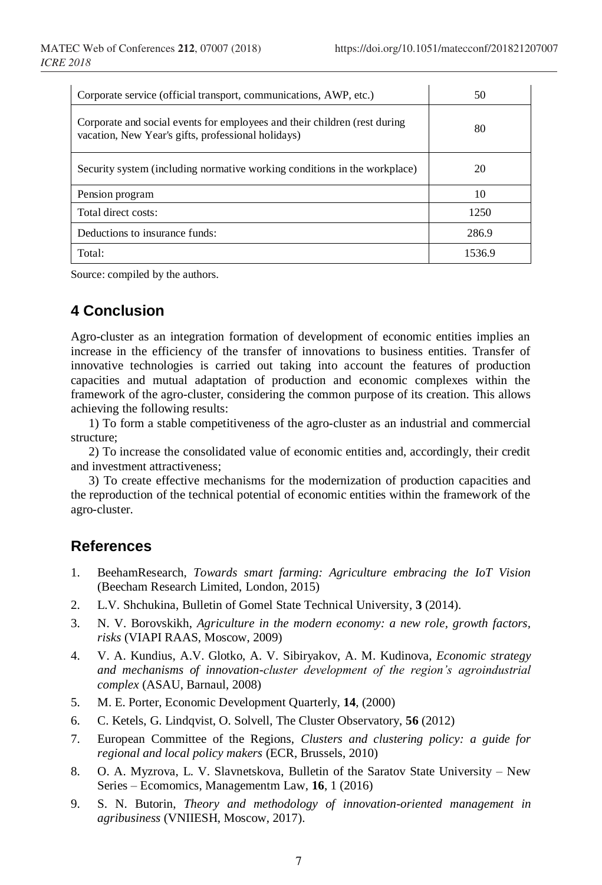| | |
|---|---|
| Corporate service (official transport, communications, AWP, etc.) | 50 |
| Corporate and social events for employees and their children (rest during vacation, New Year's gifts, professional holidays) | 80 |
| Security system (including normative working conditions in the workplace) | 20 |
| Pension program | 10 |
| Total direct costs: | 1250 |
| Deductions to insurance funds: | 286.9 |
| Total: | 1536.9 |

Source: compiled by the authors.

## 4 Conclusion

Agro-cluster as an integration formation of development of economic entities implies an increase in the efficiency of the transfer of innovations to business entities. Transfer of innovative technologies is carried out taking into account the features of production capacities and mutual adaptation of production and economic complexes within the framework of the agro-cluster, considering the common purpose of its creation. This allows achieving the following results:

1) To form a stable competitiveness of the agro-cluster as an industrial and commercial structure;

2) To increase the consolidated value of economic entities and, accordingly, their credit and investment attractiveness;

3) To create effective mechanisms for the modernization of production capacities and the reproduction of the technical potential of economic entities within the framework of the agro-cluster.

## References

1. BeehamResearch, *Towards smart farming: Agriculture embracing the IoT Vision* (Beecham Research Limited, London, 2015)
2. L.V. Shchukina, Bulletin of Gomel State Technical University, **3** (2014).
3. N. V. Borovskikh, *Agriculture in the modern economy: a new role, growth factors, risks* (VIAPI RAAS, Moscow, 2009)
4. V. A. Kundius, A.V. Glotko, A. V. Sibiryakov, A. M. Kudinova, *Economic strategy and mechanisms of innovation-cluster development of the region's agroindustrial complex* (ASAU, Barnaul, 2008)
5. M. E. Porter, Economic Development Quarterly, **14**, (2000)
6. C. Ketels, G. Lindqvist, O. Solvell, The Cluster Observatory, **56** (2012)
7. European Committee of the Regions, *Clusters and clustering policy: a guide for regional and local policy makers* (ECR, Brussels, 2010)
8. O. A. Myzrova, L. V. Slavnetskova, Bulletin of the Saratov State University – New Series – Ecomomics, Managementm Law, **16**, 1 (2016)
9. S. N. Butorin, *Theory and methodology of innovation-oriented management in agribusiness* (VNIIESH, Moscow, 2017).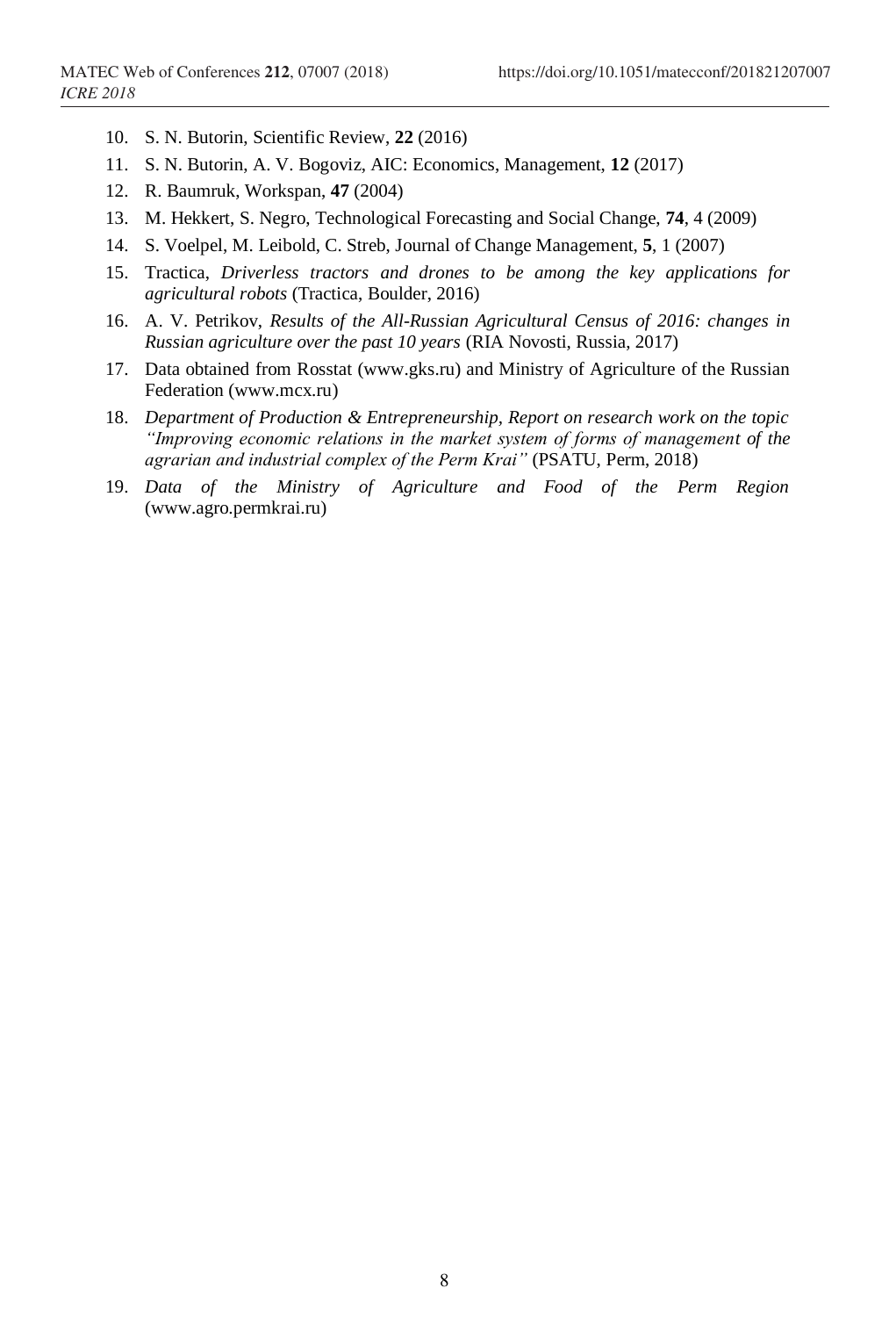10. S. N. Butorin, Scientific Review, **22** (2016)
11. S. N. Butorin, A. V. Bogoviz, AIC: Economics, Management, **12** (2017)
12. R. Baumruk, Workspan, **47** (2004)
13. M. Hekkert, S. Negro, Technological Forecasting and Social Change, **74**, 4 (2009)
14. S. Voelpel, M. Leibold, C. Streb, Journal of Change Management, **5**, 1 (2007)
15. Tractica, *Driverless tractors and drones to be among the key applications for agricultural robots* (Tractica, Boulder, 2016)
16. A. V. Petrikov, *Results of the All-Russian Agricultural Census of 2016: changes in Russian agriculture over the past 10 years* (RIA Novosti, Russia, 2017)
17. Data obtained from Rosstat (www.gks.ru) and Ministry of Agriculture of the Russian Federation (www.mcx.ru)
18. *Department of Production & Entrepreneurship*, *Report on research work on the topic "Improving economic relations in the market system of forms of management of the agrarian and industrial complex of the Perm Krai"* (PSATU, Perm, 2018)
19. *Data of the Ministry of Agriculture and Food of the Perm Region* (www.agro.permkrai.ru)